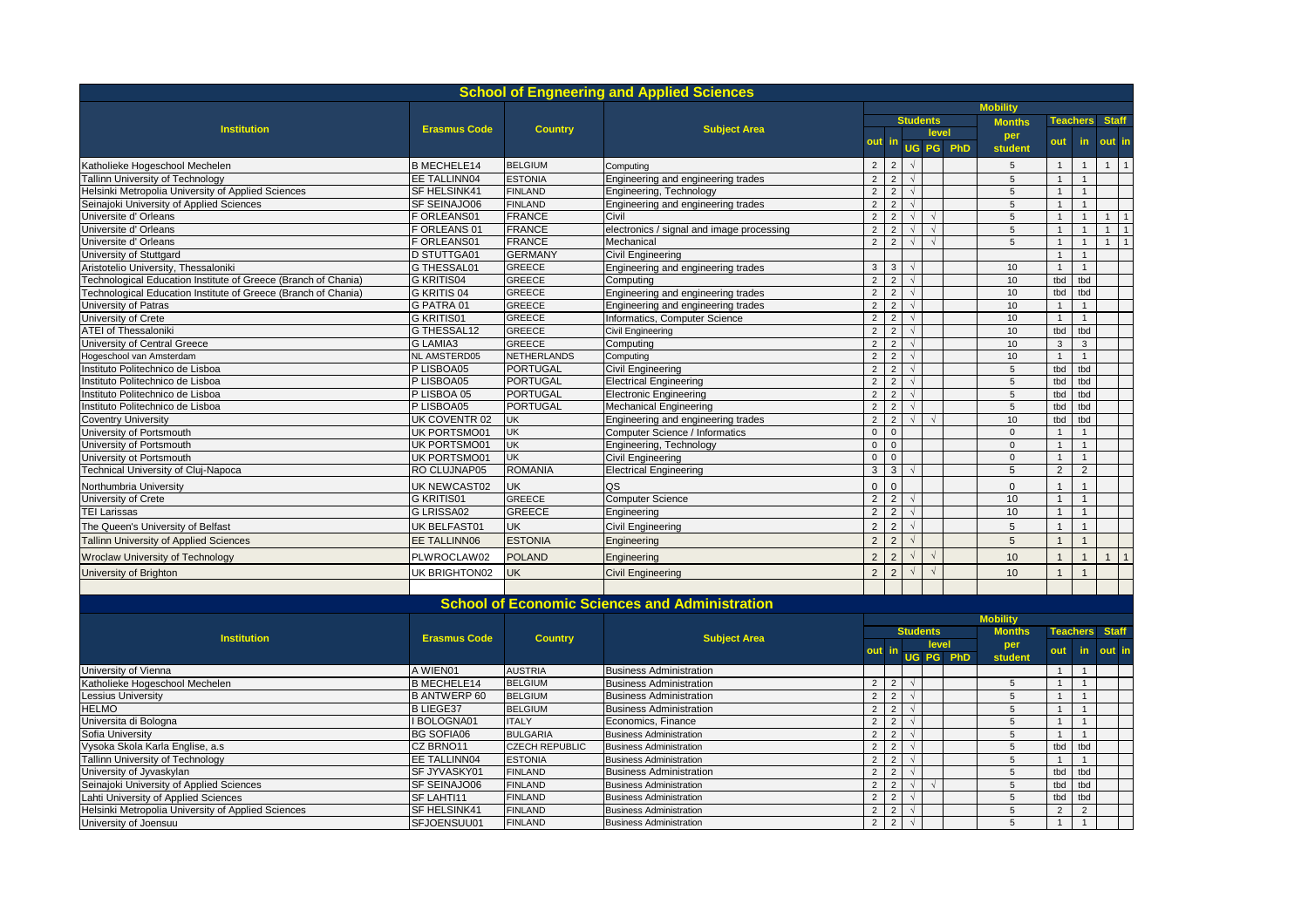## School of Engneering and Applied Sciences

| Institution | Erasmus Code | Country | Subject Area | Mobility | | | | | | | | | | |
|---|---|---|---|---|---|---|---|---|---|---|---|---|---|---|
| | | | | Students | | | | | Months per student | Teachers | | Staff | |
| | | | | out | in | level | | | | out | in | out | in |
| | | | | | | UG | PG | PhD | | | | | |
| Katholieke Hogeschool Mechelen | B MECHELE14 | BELGIUM | Computing | 2 | 2 | √ | | | 5 | 1 | 1 | 1 | 1 |
| Tallinn University of Technology | EE TALLINN04 | ESTONIA | Engineering and engineering trades | 2 | 2 | √ | | | 5 | 1 | 1 | | |
| Helsinki Metropolia University of Applied Sciences | SF HELSINK41 | FINLAND | Engineering, Technology | 2 | 2 | √ | | | 5 | 1 | 1 | | |
| Seinajoki University of Applied Sciences | SF SEINAJO06 | FINLAND | Engineering and engineering trades | 2 | 2 | √ | | | 5 | 1 | 1 | | |
| Universite d' Orleans | F ORLEANS01 | FRANCE | Civil | 2 | 2 | √ | √ | | 5 | 1 | 1 | 1 | 1 |
| Universite d' Orleans | F ORLEANS 01 | FRANCE | electronics / signal and image processing | 2 | 2 | √ | √ | | 5 | 1 | 1 | 1 | 1 |
| Universite d' Orleans | F ORLEANS01 | FRANCE | Mechanical | 2 | 2 | √ | √ | | 5 | 1 | 1 | 1 | 1 |
| University of Stuttgard | D STUTTGA01 | GERMANY | Civil Engineering | | | | | | | 1 | 1 | | |
| Aristotelio University, Thessaloniki | G THESSAL01 | GREECE | Engineering and engineering trades | 3 | 3 | √ | | | 10 | 1 | 1 | | |
| Technological Education Institute of Greece (Branch of Chania) | G KRITIS04 | GREECE | Computing | 2 | 2 | √ | | | 10 | tbd | tbd | | |
| Technological Education Institute of Greece (Branch of Chania) | G KRITIS 04 | GREECE | Engineering and engineering trades | 2 | 2 | √ | | | 10 | tbd | tbd | | |
| University of Patras | G PATRA 01 | GREECE | Engineering and engineering trades | 2 | 2 | √ | | | 10 | 1 | 1 | | |
| University of Crete | G KRITIS01 | GREECE | Informatics, Computer Science | 2 | 2 | √ | | | 10 | 1 | 1 | | |
| ATEI of Thessaloniki | G THESSAL12 | GREECE | Civil Engineering | 2 | 2 | √ | | | 10 | tbd | tbd | | |
| University of Central Greece | G LAMIA3 | GREECE | Computing | 2 | 2 | √ | | | 10 | 3 | 3 | | |
| Hogeschool van Amsterdam | NL AMSTERD05 | NETHERLANDS | Computing | 2 | 2 | √ | | | 10 | 1 | 1 | | |
| Instituto Politechnico de Lisboa | P LISBOA05 | PORTUGAL | Civil Engineering | 2 | 2 | √ | | | 5 | tbd | tbd | | |
| Instituto Politechnico de Lisboa | P LISBOA05 | PORTUGAL | Electrical Engineering | 2 | 2 | √ | | | 5 | tbd | tbd | | |
| Instituto Politechnico de Lisboa | P LISBOA 05 | PORTUGAL | Electronic Engineering | 2 | 2 | √ | | | 5 | tbd | tbd | | |
| Instituto Politechnico de Lisboa | P LISBOA05 | PORTUGAL | Mechanical Engineering | 2 | 2 | √ | | | 5 | tbd | tbd | | |
| Coventry University | UK COVENTR 02 | UK | Engineering and engineering trades | 2 | 2 | √ | √ | | 10 | tbd | tbd | | |
| University of Portsmouth | UK PORTSMO01 | UK | Computer Science / Informatics | 0 | 0 | | | | 0 | 1 | 1 | | |
| University of Portsmouth | UK PORTSMO01 | UK | Engineering, Technology | 0 | 0 | | | | 0 | 1 | 1 | | |
| University ot Portsmouth | UK PORTSMO01 | UK | Civil Engineering | 0 | 0 | | | | 0 | 1 | 1 | | |
| Technical University of Cluj-Napoca | RO CLUJNAP05 | ROMANIA | Electrical Engineering | 3 | 3 | √ | | | 5 | 2 | 2 | | |
| Northumbria University | UK NEWCAST02 | UK | QS | 0 | 0 | | | | 0 | 1 | 1 | | |
| University of Crete | G KRITIS01 | GREECE | Computer Science | 2 | 2 | √ | | | 10 | 1 | 1 | | |
| TEI Larissas | G LRISSA02 | GREECE | Engineering | 2 | 2 | √ | | | 10 | 1 | 1 | | |
| The Queen's University of Belfast | UK BELFAST01 | UK | Civil Engineering | 2 | 2 | √ | | | 5 | 1 | 1 | | |
| Tallinn University of Applied Sciences | EE TALLINN06 | ESTONIA | Engineering | 2 | 2 | √ | | | 5 | 1 | 1 | | |
| Wroclaw University of Technology | PLWROCLAW02 | POLAND | Engineering | 2 | 2 | √ | √ | | 10 | 1 | 1 | 1 | 1 |
| University of Brighton | UK BRIGHTON02 | UK | Civil Engineering | 2 | 2 | √ | √ | | 10 | 1 | 1 | | |

## School of Economic Sciences and Administration

| Institution | Erasmus Code | Country | Subject Area | Mobility | | | | | | | | | | |
|---|---|---|---|---|---|---|---|---|---|---|---|---|---|---|
| | | | | Students | | | | | Months per student | Teachers | | Staff | |
| | | | | out | in | level | | | | out | in | out | in |
| | | | | | | UG | PG | PhD | | | | | |
| University of Vienna | A WIEN01 | AUSTRIA | Business Administration | | | | | | | 1 | 1 | | |
| Katholieke Hogeschool Mechelen | B MECHELE14 | BELGIUM | Business Administration | 2 | 2 | √ | | | 5 | 1 | 1 | | |
| Lessius University | B ANTWERP 60 | BELGIUM | Business Administration | 2 | 2 | √ | | | 5 | 1 | 1 | | |
| HELMO | B LIEGE37 | BELGIUM | Business Administration | 2 | 2 | √ | | | 5 | 1 | 1 | | |
| Universita di Bologna | I BOLOGNA01 | ITALY | Economics, Finance | 2 | 2 | √ | | | 5 | 1 | 1 | | |
| Sofia University | BG SOFIA06 | BULGARIA | Business Administration | 2 | 2 | √ | | | 5 | 1 | 1 | | |
| Vysoka Skola Karla Englise, a.s | CZ BRNO11 | CZECH REPUBLIC | Business Administration | 2 | 2 | √ | | | 5 | tbd | tbd | | |
| Tallinn University of Technology | EE TALLINN04 | ESTONIA | Business Administration | 2 | 2 | √ | | | 5 | 1 | 1 | | |
| University of Jyvaskylan | SF JYVASKY01 | FINLAND | Business Administration | 2 | 2 | √ | | | 5 | tbd | tbd | | |
| Seinajoki University of Applied Sciences | SF SEINAJO06 | FINLAND | Business Administration | 2 | 2 | √ | √ | | 5 | tbd | tbd | | |
| Lahti University of Applied Sciences | SF LAHTI11 | FINLAND | Business Administration | 2 | 2 | √ | | | 5 | tbd | tbd | | |
| Helsinki Metropolia University of Applied Sciences | SF HELSINK41 | FINLAND | Business Administration | 2 | 2 | √ | | | 5 | 2 | 2 | | |
| University of Joensuu | SFJOENSUU01 | FINLAND | Business Administration | 2 | 2 | √ | | | 5 | 1 | 1 | | |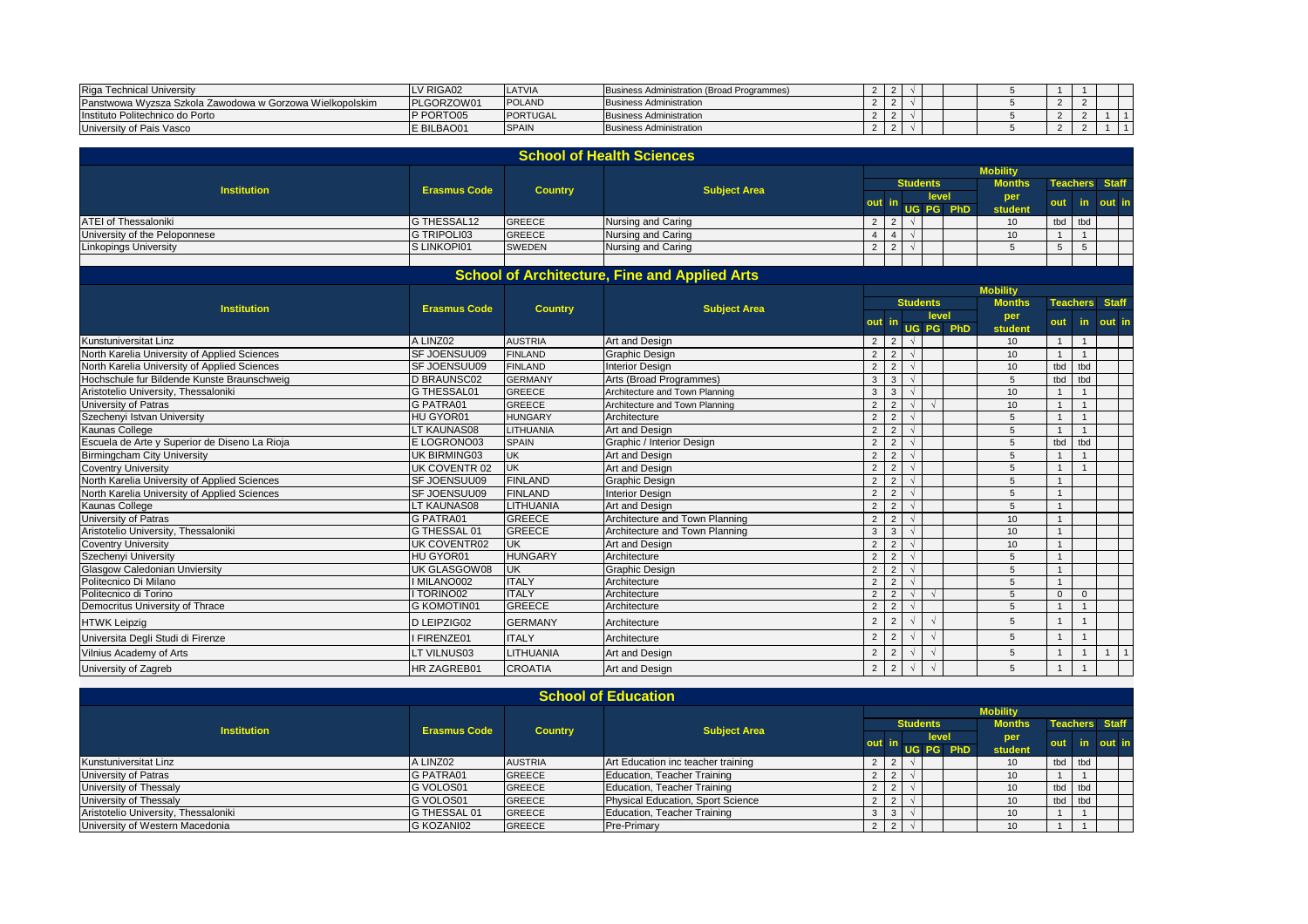| Riga Technical University | LV RIGA02 | LATVIA | Business Administration (Broad Programmes) | 2 | 2 | √ | | | 5 | 1 | 1 | | |
|---|---|---|---|---|---|---|---|---|---|---|---|---|---|
| Panstwowa Wyzsza Szkola Zawodowa w Gorzowa Wielkopolskim | PLGORZOW01 | POLAND | Business Administration | 2 | 2 | √ | | | 5 | 2 | 2 | | |
| Instituto Politechnico do Porto | P PORTO05 | PORTUGAL | Business Administration | 2 | 2 | √ | | | 5 | 2 | 2 | 1 | 1 |
| University of Pais Vasco | E BILBAO01 | SPAIN | Business Administration | 2 | 2 | √ | | | 5 | 2 | 2 | 1 | 1 |

## School of Health Sciences

| Institution | Erasmus Code | Country | Subject Area | Students | | | | | Mobility Months per student | Teachers | | Staff | |
|---|---|---|---|---|---|---|---|---|---|---|---|---|---|
| | | | | out | in | level | | | | out | in | out | in |
| | | | | | | UG | PG | PhD | | | | | |
| ATEI of Thessaloniki | G THESSAL12 | GREECE | Nursing and Caring | 2 | 2 | √ | | | 10 | tbd | tbd | | |
| University of the Peloponnese | G TRIPOLI03 | GREECE | Nursing and Caring | 4 | 4 | √ | | | 10 | 1 | 1 | | |
| Linkopings University | S LINKOPI01 | SWEDEN | Nursing and Caring | 2 | 2 | √ | | | 5 | 5 | 5 | | |

## School of Architecture, Fine and Applied Arts

| Institution | Erasmus Code | Country | Subject Area | Students | | | | | Mobility Months per student | Teachers | | Staff | |
|---|---|---|---|---|---|---|---|---|---|---|---|---|---|
| | | | | out | in | level | | | | out | in | out | in |
| | | | | | | UG | PG | PhD | | | | | |
| Kunstuniversitat Linz | A LINZ02 | AUSTRIA | Art and Design | 2 | 2 | √ | | | 10 | 1 | 1 | | |
| North Karelia University of Applied Sciences | SF JOENSUU09 | FINLAND | Graphic Design | 2 | 2 | √ | | | 10 | 1 | 1 | | |
| North Karelia University of Applied Sciences | SF JOENSUU09 | FINLAND | Interior Design | 2 | 2 | √ | | | 10 | tbd | tbd | | |
| Hochschule fur Bildende Kunste Braunschweig | D BRAUNSC02 | GERMANY | Arts (Broad Programmes) | 3 | 3 | √ | | | 5 | tbd | tbd | | |
| Aristotelio University, Thessaloniki | G THESSAL01 | GREECE | Architecture and Town Planning | 3 | 3 | √ | | | 10 | 1 | 1 | | |
| University of Patras | G PATRA01 | GREECE | Architecture and Town Planning | 2 | 2 | √ | √ | | 10 | 1 | 1 | | |
| Szechenyi Istvan University | HU GYOR01 | HUNGARY | Architecture | 2 | 2 | √ | | | 5 | 1 | 1 | | |
| Kaunas College | LT KAUNAS08 | LITHUANIA | Art and Design | 2 | 2 | √ | | | 5 | 1 | 1 | | |
| Escuela de Arte y Superior de Diseno La Rioja | E LOGRONO03 | SPAIN | Graphic / Interior Design | 2 | 2 | √ | | | 5 | tbd | tbd | | |
| Birmingcham City University | UK BIRMING03 | UK | Art and Design | 2 | 2 | √ | | | 5 | 1 | 1 | | |
| Coventry University | UK COVENTR 02 | UK | Art and Design | 2 | 2 | √ | | | 5 | 1 | 1 | | |
| North Karelia University of Applied Sciences | SF JOENSUU09 | FINLAND | Graphic Design | 2 | 2 | √ | | | 5 | 1 | | | |
| North Karelia University of Applied Sciences | SF JOENSUU09 | FINLAND | Interior Design | 2 | 2 | √ | | | 5 | 1 | | | |
| Kaunas College | LT KAUNAS08 | LITHUANIA | Art and Design | 2 | 2 | √ | | | 5 | 1 | | | |
| University of Patras | G PATRA01 | GREECE | Architecture and Town Planning | 2 | 2 | √ | | | 10 | 1 | | | |
| Aristotelio University, Thessaloniki | G THESSAL 01 | GREECE | Architecture and Town Planning | 3 | 3 | √ | | | 10 | 1 | | | |
| Coventry University | UK COVENTR02 | UK | Art and Design | 2 | 2 | √ | | | 10 | 1 | | | |
| Szechenyi University | HU GYOR01 | HUNGARY | Architecture | 2 | 2 | √ | | | 5 | 1 | | | |
| Glasgow Caledonian Unviersity | UK GLASGOW08 | UK | Graphic Design | 2 | 2 | √ | | | 5 | 1 | | | |
| Politecnico Di Milano | I MILANO002 | ITALY | Architecture | 2 | 2 | √ | | | 5 | 1 | | | |
| Politecnico di Torino | I TORINO02 | ITALY | Architecture | 2 | 2 | √ | √ | | 5 | 0 | 0 | | |
| Democritus University of Thrace | G KOMOTIN01 | GREECE | Architecture | 2 | 2 | √ | | | 5 | 1 | 1 | | |
| HTWK Leipzig | D LEIPZIG02 | GERMANY | Architecture | 2 | 2 | √ | √ | | 5 | 1 | 1 | | |
| Universita Degli Studi di Firenze | I FIRENZE01 | ITALY | Architecture | 2 | 2 | √ | √ | | 5 | 1 | 1 | | |
| Vilnius Academy of Arts | LT VILNUS03 | LITHUANIA | Art and Design | 2 | 2 | √ | √ | | 5 | 1 | 1 | 1 | 1 |
| University of Zagreb | HR ZAGREB01 | CROATIA | Art and Design | 2 | 2 | √ | √ | | 5 | 1 | 1 | | |

## School of Education

| Institution | Erasmus Code | Country | Subject Area | Students | | | | | Mobility Months per student | Teachers | | Staff | |
|---|---|---|---|---|---|---|---|---|---|---|---|---|---|
| | | | | out | in | level | | | | out | in | out | in |
| | | | | | | UG | PG | PhD | | | | | |
| Kunstuniversitat Linz | A LINZ02 | AUSTRIA | Art Education inc teacher training | 2 | 2 | √ | | | 10 | tbd | tbd | | |
| University of Patras | G PATRA01 | GREECE | Education, Teacher Training | 2 | 2 | √ | | | 10 | 1 | 1 | | |
| University of Thessaly | G VOLOS01 | GREECE | Education, Teacher Training | 2 | 2 | √ | | | 10 | tbd | tbd | | |
| University of Thessaly | G VOLOS01 | GREECE | Physical Education, Sport Science | 2 | 2 | √ | | | 10 | tbd | tbd | | |
| Aristotelio University, Thessaloniki | G THESSAL 01 | GREECE | Education, Teacher Training | 3 | 3 | √ | | | 10 | 1 | 1 | | |
| University of Western Macedonia | G KOZANI02 | GREECE | Pre-Primary | 2 | 2 | √ | | | 10 | 1 | 1 | | |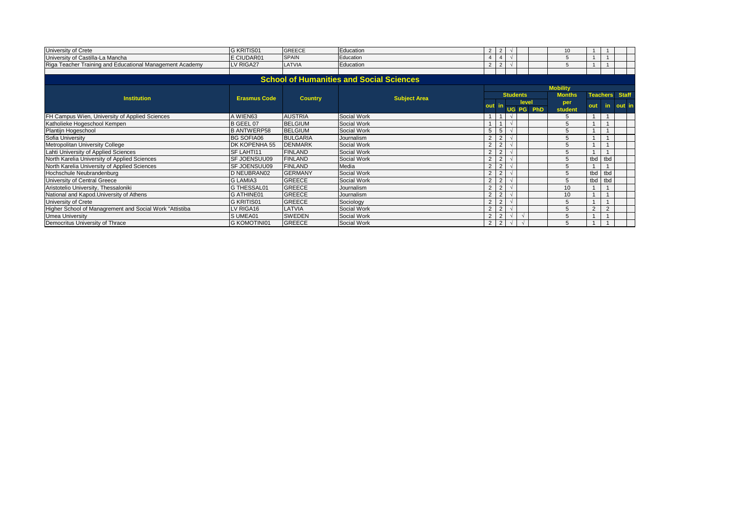| | | | | | | | | | | | | | |
|---|---|---|---|---|---|---|---|---|---|---|---|---|---|
| University of Crete | G KRITIS01 | GREECE | Education | 2 | 2 | √ | | | 10 | 1 | 1 | | |
| University of Castilla-La Mancha | E CIUDAR01 | SPAIN | Education | 4 | 4 | √ | | | 5 | 1 | 1 | | |
| Riga Teacher Training and Educational Management Academy | LV RIGA27 | LATVIA | Education | 2 | 2 | √ | | | 5 | 1 | 1 | | |

## School of Humanities and Social Sciences

| Institution | Erasmus Code | Country | Subject Area | Mobility | | | | | | | | | |
|---|---|---|---|---|---|---|---|---|---|---|---|---|---|
| | | | | Students | | | | | Months per student | Teachers | | Staff | |
| | | | | out | in | level | | | | out | in | out | in |
| | | | | | | UG | PG | PhD | | | | | |
| FH Campus Wien, University of Applied Sciences | A WIEN63 | AUSTRIA | Social Work | 1 | 1 | √ | | | 5 | 1 | 1 | | |
| Katholieke Hogeschool Kempen | B GEEL 07 | BELGIUM | Social Work | 1 | 1 | √ | | | 5 | 1 | 1 | | |
| Plantijn Hogeschool | B ANTWERP58 | BELGIUM | Social Work | 5 | 5 | √ | | | 5 | 1 | 1 | | |
| Sofia University | BG SOFIA06 | BULGARIA | Journalism | 2 | 2 | √ | | | 5 | 1 | 1 | | |
| Metropolitan University College | DK KOPENHA 55 | DENMARK | Social Work | 2 | 2 | √ | | | 5 | 1 | 1 | | |
| Lahti University of Applied Sciences | SF LAHTI11 | FINLAND | Social Work | 2 | 2 | √ | | | 5 | 1 | 1 | | |
| North Karelia University of Applied Sciences | SF JOENSUU09 | FINLAND | Social Work | 2 | 2 | √ | | | 5 | tbd | tbd | | |
| North Karelia University of Applied Sciences | SF JOENSUU09 | FINLAND | Media | 2 | 2 | √ | | | 5 | 1 | 1 | | |
| Hochschule Neubrandenburg | D NEUBRAN02 | GERMANY | Social Work | 2 | 2 | √ | | | 5 | tbd | tbd | | |
| University of Central Greece | G LAMIA3 | GREECE | Social Work | 2 | 2 | √ | | | 5 | tbd | tbd | | |
| Aristotelio University, Thessaloniki | G THESSAL01 | GREECE | Journalism | 2 | 2 | √ | | | 10 | 1 | 1 | | |
| National and Kapod.University of Athens | G ATHINE01 | GREECE | Journalism | 2 | 2 | √ | | | 10 | 1 | 1 | | |
| University of Crete | G KRITIS01 | GREECE | Sociology | 2 | 2 | √ | | | 5 | 1 | 1 | | |
| Higher School of Managrement and Social Work "Attistiba | LV RIGA16 | LATVIA | Social Work | 2 | 2 | √ | | | 5 | 2 | 2 | | |
| Umea University | S UMEA01 | SWEDEN | Social Work | 2 | 2 | √ | √ | | 5 | 1 | 1 | | |
| Democritus University of Thrace | G KOMOTINI01 | GREECE | Social Work | 2 | 2 | √ | √ | | 5 | 1 | 1 | | |